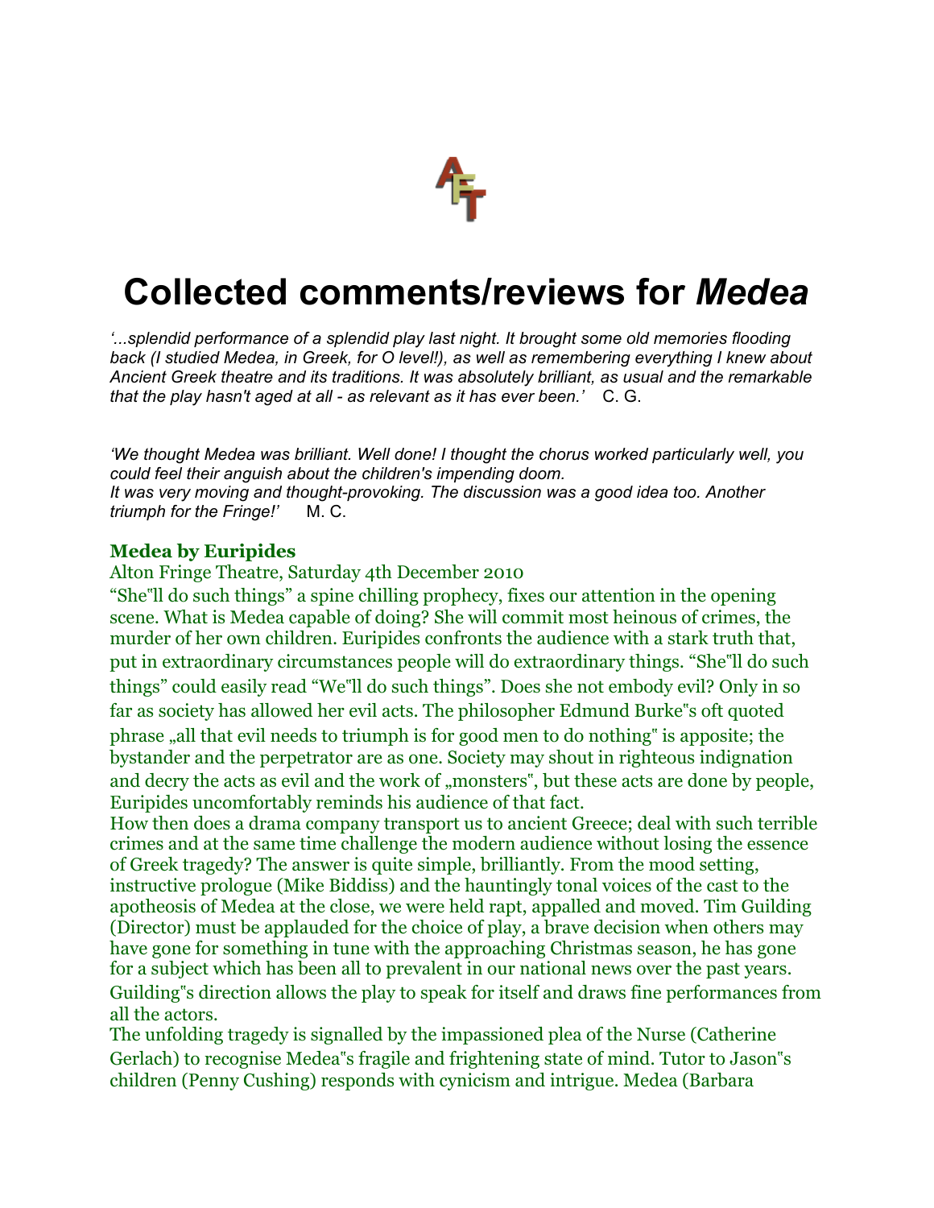# Collected comments/reviews for *Medea*

*'...splendid performance of a splendid play last night. It brought some old memories flooding back (I studied Medea, in Greek, for O level!), as well as remembering everything I knew about Ancient Greek theatre and its traditions. It was absolutely brilliant, as usual and the remarkable that the play hasn't aged at all - as relevant as it has ever been.'* C. G.

*'We thought Medea was brilliant. Well done! I thought the chorus worked particularly well, you could feel their anguish about the children's impending doom. It was very moving and thought-provoking. The discussion was a good idea too. Another triumph for the Fringe!'* M. C.

**Medea by Euripides**

Alton Fringe Theatre, Saturday 4th December 2010

"She"ll do such things" a spine chilling prophecy, fixes our attention in the opening scene. What is Medea capable of doing? She will commit most heinous of crimes, the murder of her own children. Euripides confronts the audience with a stark truth that, put in extraordinary circumstances people will do extraordinary things. "She"ll do such things" could easily read "We"ll do such things". Does she not embody evil? Only in so far as society has allowed her evil acts. The philosopher Edmund Burke"s oft quoted phrase „all that evil needs to triumph is for good men to do nothing" is apposite; the bystander and the perpetrator are as one. Society may shout in righteous indignation and decry the acts as evil and the work of „monsters", but these acts are done by people, Euripides uncomfortably reminds his audience of that fact.

How then does a drama company transport us to ancient Greece; deal with such terrible crimes and at the same time challenge the modern audience without losing the essence of Greek tragedy? The answer is quite simple, brilliantly. From the mood setting, instructive prologue (Mike Biddiss) and the hauntingly tonal voices of the cast to the apotheosis of Medea at the close, we were held rapt, appalled and moved. Tim Guilding (Director) must be applauded for the choice of play, a brave decision when others may have gone for something in tune with the approaching Christmas season, he has gone for a subject which has been all to prevalent in our national news over the past years. Guilding"s direction allows the play to speak for itself and draws fine performances from all the actors.

The unfolding tragedy is signalled by the impassioned plea of the Nurse (Catherine Gerlach) to recognise Medea"s fragile and frightening state of mind. Tutor to Jason"s children (Penny Cushing) responds with cynicism and intrigue. Medea (Barbara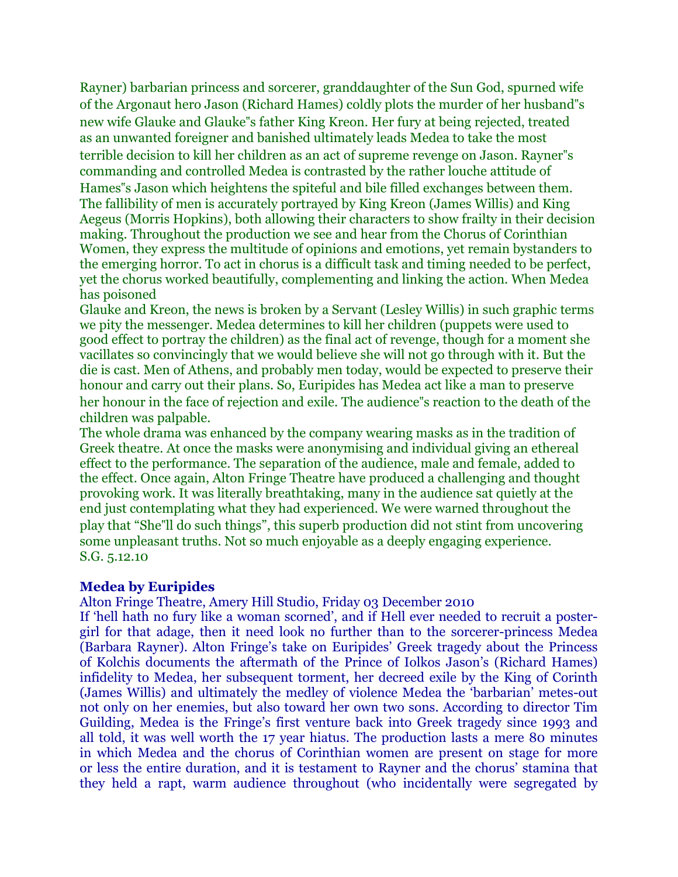Rayner) barbarian princess and sorcerer, granddaughter of the Sun God, spurned wife of the Argonaut hero Jason (Richard Hames) coldly plots the murder of her husband"s new wife Glauke and Glauke"s father King Kreon. Her fury at being rejected, treated as an unwanted foreigner and banished ultimately leads Medea to take the most terrible decision to kill her children as an act of supreme revenge on Jason. Rayner"s commanding and controlled Medea is contrasted by the rather louche attitude of Hames"s Jason which heightens the spiteful and bile filled exchanges between them. The fallibility of men is accurately portrayed by King Kreon (James Willis) and King Aegeus (Morris Hopkins), both allowing their characters to show frailty in their decision making. Throughout the production we see and hear from the Chorus of Corinthian Women, they express the multitude of opinions and emotions, yet remain bystanders to the emerging horror. To act in chorus is a difficult task and timing needed to be perfect, yet the chorus worked beautifully, complementing and linking the action. When Medea has poisoned
Glauke and Kreon, the news is broken by a Servant (Lesley Willis) in such graphic terms we pity the messenger. Medea determines to kill her children (puppets were used to good effect to portray the children) as the final act of revenge, though for a moment she vacillates so convincingly that we would believe she will not go through with it. But the die is cast. Men of Athens, and probably men today, would be expected to preserve their honour and carry out their plans. So, Euripides has Medea act like a man to preserve her honour in the face of rejection and exile. The audience"s reaction to the death of the children was palpable.
The whole drama was enhanced by the company wearing masks as in the tradition of Greek theatre. At once the masks were anonymising and individual giving an ethereal effect to the performance. The separation of the audience, male and female, added to the effect. Once again, Alton Fringe Theatre have produced a challenging and thought provoking work. It was literally breathtaking, many in the audience sat quietly at the end just contemplating what they had experienced. We were warned throughout the play that "She"ll do such things", this superb production did not stint from uncovering some unpleasant truths. Not so much enjoyable as a deeply engaging experience.
S.G. 5.12.10

**Medea by Euripides**
Alton Fringe Theatre, Amery Hill Studio, Friday 03 December 2010
If 'hell hath no fury like a woman scorned', and if Hell ever needed to recruit a poster-girl for that adage, then it need look no further than to the sorcerer-princess Medea (Barbara Rayner). Alton Fringe's take on Euripides' Greek tragedy about the Princess of Kolchis documents the aftermath of the Prince of Iolkos Jason's (Richard Hames) infidelity to Medea, her subsequent torment, her decreed exile by the King of Corinth (James Willis) and ultimately the medley of violence Medea the 'barbarian' metes-out not only on her enemies, but also toward her own two sons. According to director Tim Guilding, Medea is the Fringe's first venture back into Greek tragedy since 1993 and all told, it was well worth the 17 year hiatus. The production lasts a mere 80 minutes in which Medea and the chorus of Corinthian women are present on stage for more or less the entire duration, and it is testament to Rayner and the chorus' stamina that they held a rapt, warm audience throughout (who incidentally were segregated by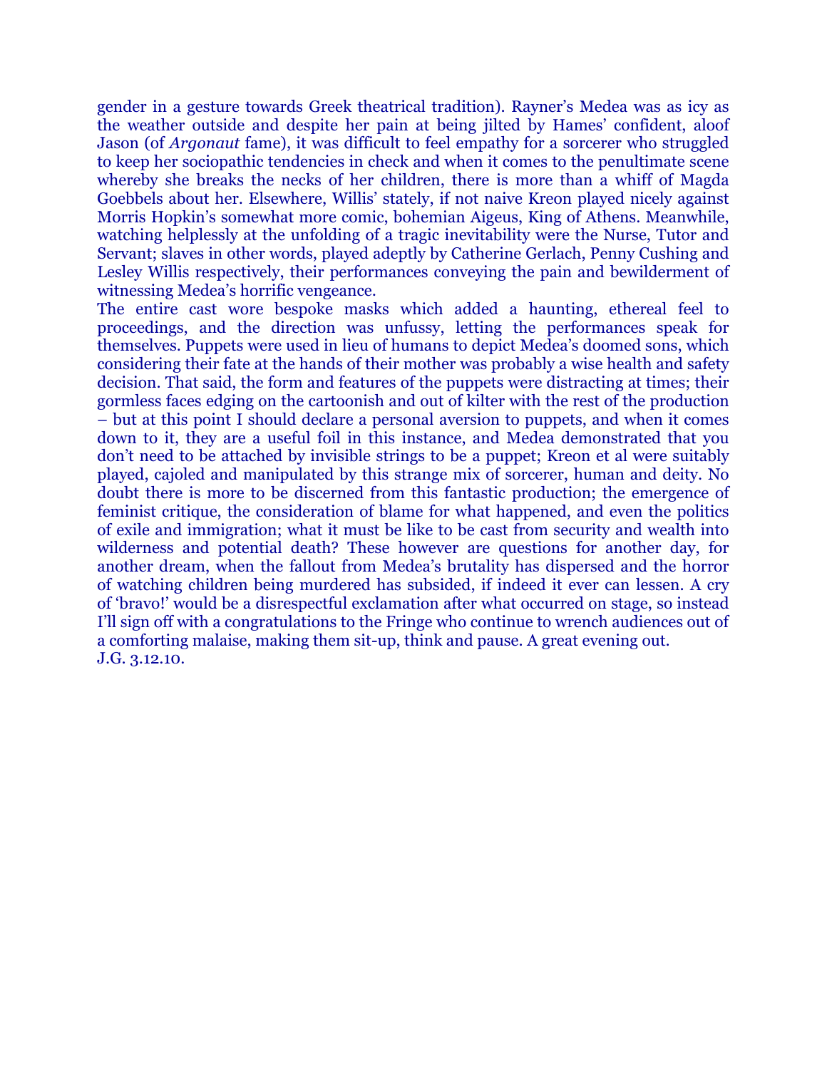gender in a gesture towards Greek theatrical tradition). Rayner's Medea was as icy as the weather outside and despite her pain at being jilted by Hames' confident, aloof Jason (of *Argonaut* fame), it was difficult to feel empathy for a sorcerer who struggled to keep her sociopathic tendencies in check and when it comes to the penultimate scene whereby she breaks the necks of her children, there is more than a whiff of Magda Goebbels about her. Elsewhere, Willis' stately, if not naive Kreon played nicely against Morris Hopkin's somewhat more comic, bohemian Aigeus, King of Athens. Meanwhile, watching helplessly at the unfolding of a tragic inevitability were the Nurse, Tutor and Servant; slaves in other words, played adeptly by Catherine Gerlach, Penny Cushing and Lesley Willis respectively, their performances conveying the pain and bewilderment of witnessing Medea's horrific vengeance.

The entire cast wore bespoke masks which added a haunting, ethereal feel to proceedings, and the direction was unfussy, letting the performances speak for themselves. Puppets were used in lieu of humans to depict Medea's doomed sons, which considering their fate at the hands of their mother was probably a wise health and safety decision. That said, the form and features of the puppets were distracting at times; their gormless faces edging on the cartoonish and out of kilter with the rest of the production – but at this point I should declare a personal aversion to puppets, and when it comes down to it, they are a useful foil in this instance, and Medea demonstrated that you don't need to be attached by invisible strings to be a puppet; Kreon et al were suitably played, cajoled and manipulated by this strange mix of sorcerer, human and deity. No doubt there is more to be discerned from this fantastic production; the emergence of feminist critique, the consideration of blame for what happened, and even the politics of exile and immigration; what it must be like to be cast from security and wealth into wilderness and potential death? These however are questions for another day, for another dream, when the fallout from Medea's brutality has dispersed and the horror of watching children being murdered has subsided, if indeed it ever can lessen. A cry of 'bravo!' would be a disrespectful exclamation after what occurred on stage, so instead I'll sign off with a congratulations to the Fringe who continue to wrench audiences out of a comforting malaise, making them sit-up, think and pause. A great evening out.

J.G. 3.12.10.